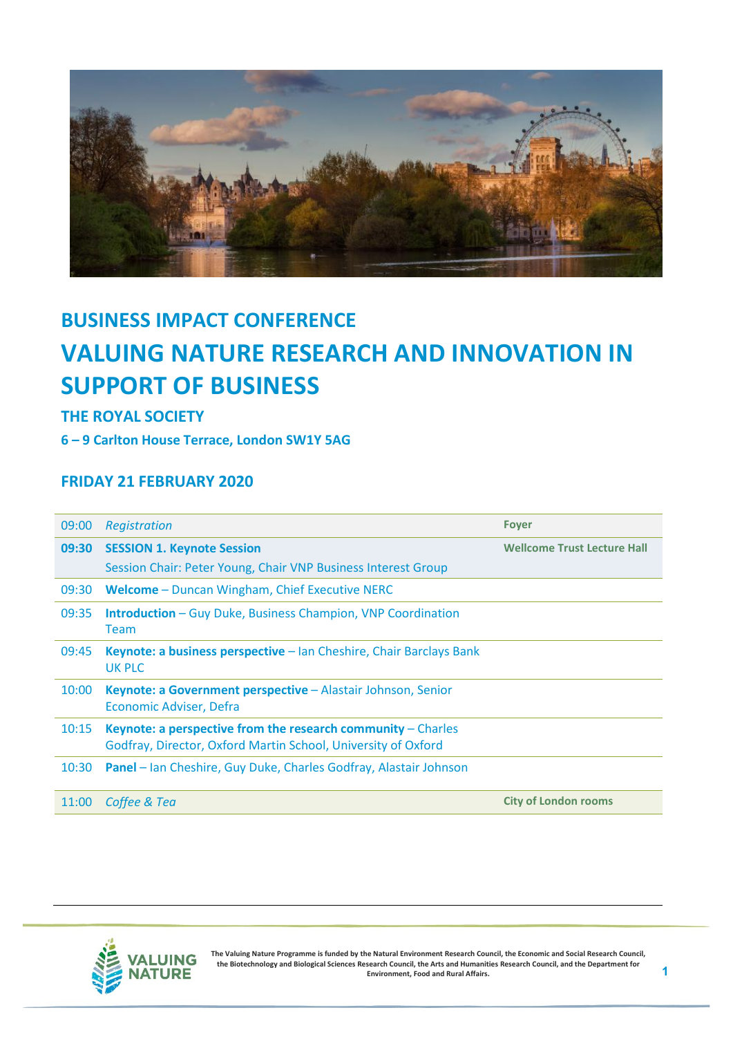# BUSINESS IMPACT CONFERENCE

# VALUING NATURE RESEARCH AND INNOVATION IN SUPPORT OF BUSINESS

### THE ROYAL SOCIETY

**6 – 9 Carlton House Terrace, London SW1Y 5AG**

## FRIDAY 21 FEBRUARY 2020

| | | |
|---|---|---|
| 09:00 | *Registration* | **Foyer** |
| **09:30** | **SESSION 1. Keynote Session**<br>Session Chair: Peter Young, Chair VNP Business Interest Group | **Wellcome Trust Lecture Hall** |
| 09:30 | **Welcome** – Duncan Wingham, Chief Executive NERC | |
| 09:35 | **Introduction** – Guy Duke, Business Champion, VNP Coordination Team | |
| 09:45 | **Keynote: a business perspective** – Ian Cheshire, Chair Barclays Bank UK PLC | |
| 10:00 | **Keynote: a Government perspective** – Alastair Johnson, Senior Economic Adviser, Defra | |
| 10:15 | **Keynote: a perspective from the research community** – Charles Godfray, Director, Oxford Martin School, University of Oxford | |
| 10:30 | **Panel** – Ian Cheshire, Guy Duke, Charles Godfray, Alastair Johnson | |
| 11:00 | *Coffee & Tea* | **City of London rooms** |

The Valuing Nature Programme is funded by the Natural Environment Research Council, the Economic and Social Research Council, the Biotechnology and Biological Sciences Research Council, the Arts and Humanities Research Council, and the Department for Environment, Food and Rural Affairs.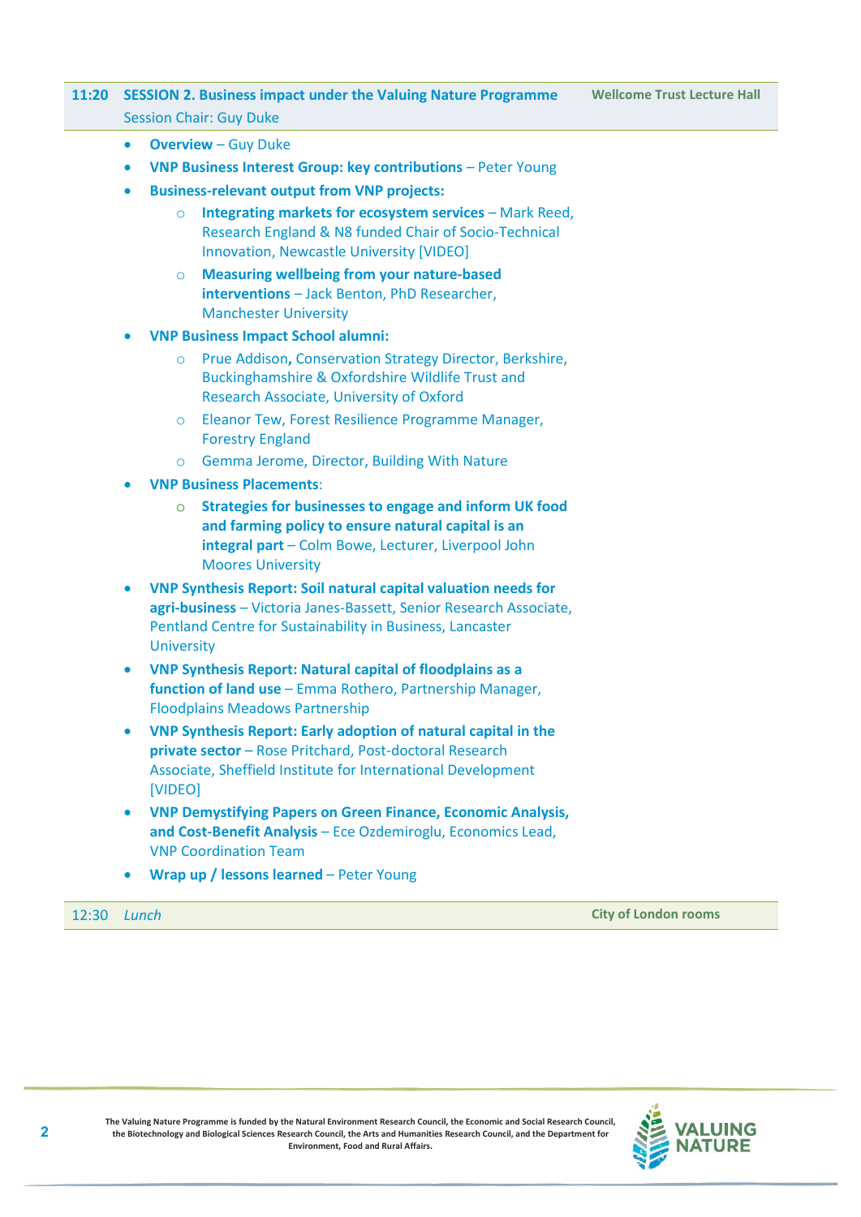**11:20 SESSION 2. Business impact under the Valuing Nature Programme** — **Wellcome Trust Lecture Hall**

Session Chair: Guy Duke

- **Overview** – Guy Duke
- **VNP Business Interest Group: key contributions** – Peter Young
- **Business-relevant output from VNP projects:**
  - **Integrating markets for ecosystem services** – Mark Reed, Research England & N8 funded Chair of Socio-Technical Innovation, Newcastle University [VIDEO]
  - **Measuring wellbeing from your nature-based interventions** – Jack Benton, PhD Researcher, Manchester University
- **VNP Business Impact School alumni:**
  - Prue Addison**,** Conservation Strategy Director, Berkshire, Buckinghamshire & Oxfordshire Wildlife Trust and Research Associate, University of Oxford
  - Eleanor Tew, Forest Resilience Programme Manager, Forestry England
  - Gemma Jerome, Director, Building With Nature
- **VNP Business Placements**:
  - **Strategies for businesses to engage and inform UK food and farming policy to ensure natural capital is an integral part** – Colm Bowe, Lecturer, Liverpool John Moores University
- **VNP Synthesis Report: Soil natural capital valuation needs for agri-business** – Victoria Janes-Bassett, Senior Research Associate, Pentland Centre for Sustainability in Business, Lancaster University
- **VNP Synthesis Report: Natural capital of floodplains as a function of land use** – Emma Rothero, Partnership Manager, Floodplains Meadows Partnership
- **VNP Synthesis Report: Early adoption of natural capital in the private sector** – Rose Pritchard, Post-doctoral Research Associate, Sheffield Institute for International Development [VIDEO]
- **VNP Demystifying Papers on Green Finance, Economic Analysis, and Cost-Benefit Analysis** – Ece Ozdemiroglu, Economics Lead, VNP Coordination Team
- **Wrap up / lessons learned** – Peter Young

12:30 *Lunch* — **City of London rooms**

The Valuing Nature Programme is funded by the Natural Environment Research Council, the Economic and Social Research Council, the Biotechnology and Biological Sciences Research Council, the Arts and Humanities Research Council, and the Department for Environment, Food and Rural Affairs.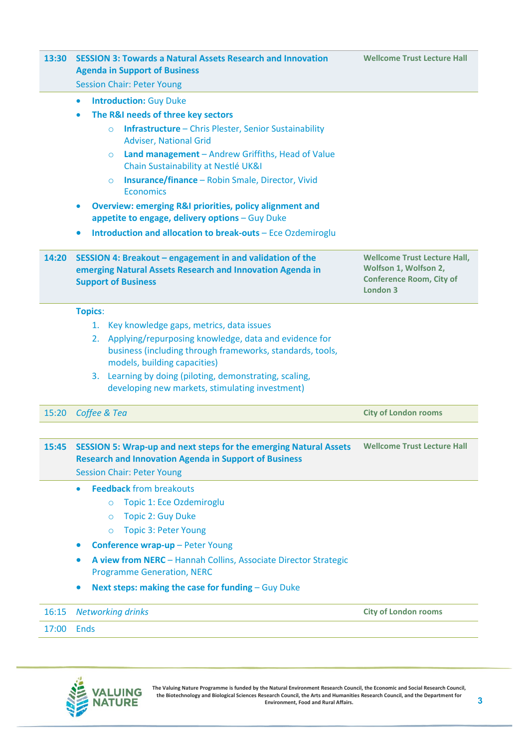| | | |
|---|---|---|
| **13:30** | **SESSION 3: Towards a Natural Assets Research and Innovation Agenda in Support of Business**<br>Session Chair: Peter Young | **Wellcome Trust Lecture Hall** |

- **Introduction:** Guy Duke
- **The R&I needs of three key sectors**
  - **Infrastructure** – Chris Plester, Senior Sustainability Adviser, National Grid
  - **Land management** – Andrew Griffiths, Head of Value Chain Sustainability at Nestlé UK&I
  - **Insurance/finance** – Robin Smale, Director, Vivid Economics
- **Overview: emerging R&I priorities, policy alignment and appetite to engage, delivery options** – Guy Duke
- **Introduction and allocation to break-outs** – Ece Ozdemiroglu

| | | |
|---|---|---|
| **14:20** | **SESSION 4: Breakout – engagement in and validation of the emerging Natural Assets Research and Innovation Agenda in Support of Business** | **Wellcome Trust Lecture Hall, Wolfson 1, Wolfson 2, Conference Room, City of London 3** |

**Topics**:

1. Key knowledge gaps, metrics, data issues
2. Applying/repurposing knowledge, data and evidence for business (including through frameworks, standards, tools, models, building capacities)
3. Learning by doing (piloting, demonstrating, scaling, developing new markets, stimulating investment)

| | | |
|---|---|---|
| 15:20 | *Coffee & Tea* | **City of London rooms** |

| | | |
|---|---|---|
| **15:45** | **SESSION 5: Wrap-up and next steps for the emerging Natural Assets Research and Innovation Agenda in Support of Business**<br>Session Chair: Peter Young | **Wellcome Trust Lecture Hall** |

- **Feedback** from breakouts
  - Topic 1: Ece Ozdemiroglu
  - Topic 2: Guy Duke
  - Topic 3: Peter Young
- **Conference wrap-up** – Peter Young
- **A view from NERC** – Hannah Collins, Associate Director Strategic Programme Generation, NERC
- **Next steps: making the case for funding** – Guy Duke

| | | |
|---|---|---|
| 16:15 | *Networking drinks* | **City of London rooms** |
| 17:00 | Ends | |

The Valuing Nature Programme is funded by the Natural Environment Research Council, the Economic and Social Research Council, the Biotechnology and Biological Sciences Research Council, the Arts and Humanities Research Council, and the Department for Environment, Food and Rural Affairs.